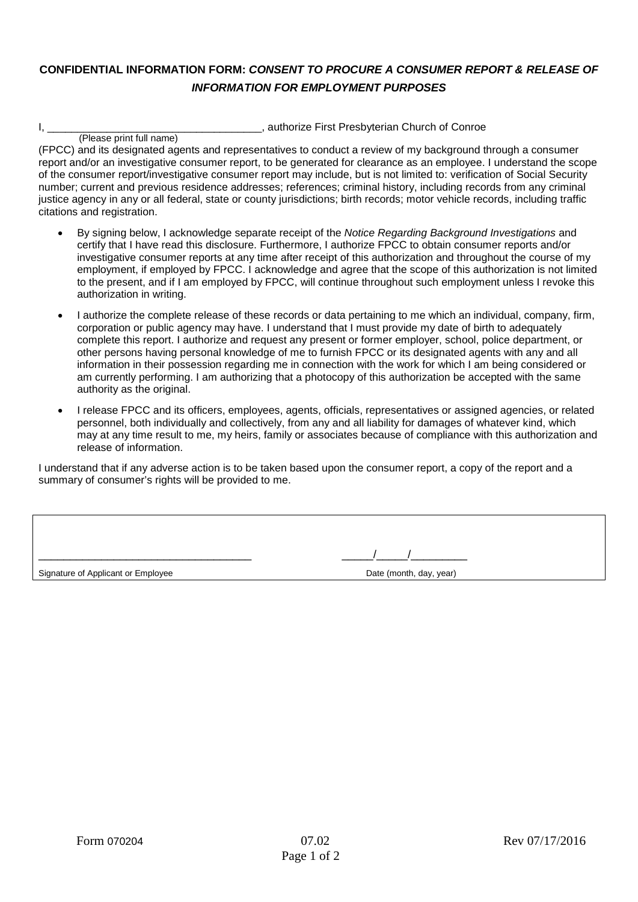**CONFIDENTIAL INFORMATION FORM:** ***CONSENT TO PROCURE A CONSUMER REPORT & RELEASE OF INFORMATION FOR EMPLOYMENT PURPOSES***

I, ____________________________________, authorize First Presbyterian Church of Conroe
(Please print full name)
(FPCC) and its designated agents and representatives to conduct a review of my background through a consumer report and/or an investigative consumer report, to be generated for clearance as an employee. I understand the scope of the consumer report/investigative consumer report may include, but is not limited to: verification of Social Security number; current and previous residence addresses; references; criminal history, including records from any criminal justice agency in any or all federal, state or county jurisdictions; birth records; motor vehicle records, including traffic citations and registration.

- By signing below, I acknowledge separate receipt of the *Notice Regarding Background Investigations* and certify that I have read this disclosure. Furthermore, I authorize FPCC to obtain consumer reports and/or investigative consumer reports at any time after receipt of this authorization and throughout the course of my employment, if employed by FPCC. I acknowledge and agree that the scope of this authorization is not limited to the present, and if I am employed by FPCC, will continue throughout such employment unless I revoke this authorization in writing.
- I authorize the complete release of these records or data pertaining to me which an individual, company, firm, corporation or public agency may have. I understand that I must provide my date of birth to adequately complete this report. I authorize and request any present or former employer, school, police department, or other persons having personal knowledge of me to furnish FPCC or its designated agents with any and all information in their possession regarding me in connection with the work for which I am being considered or am currently performing. I am authorizing that a photocopy of this authorization be accepted with the same authority as the original.
- I release FPCC and its officers, employees, agents, officials, representatives or assigned agencies, or related personnel, both individually and collectively, from any and all liability for damages of whatever kind, which may at any time result to me, my heirs, family or associates because of compliance with this authorization and release of information.

I understand that if any adverse action is to be taken based upon the consumer report, a copy of the report and a summary of consumer's rights will be provided to me.

| | |
|---|---|
| ____________________________________ | _____/_____/_________ |
| Signature of Applicant or Employee | Date (month, day, year) |

Form 070204 07.02 Rev 07/17/2016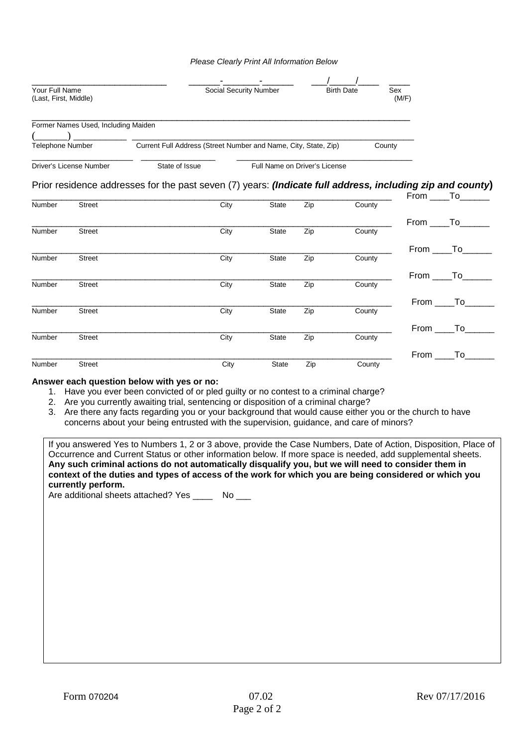*Please Clearly Print All Information Below*

______________________________ ______-_______-______ ___/_____/____ ____

Your Full Name (Last, First, Middle) | Social Security Number | Birth Date | Sex (M/F)

____________________________________________________________________________

Former Names Used, Including Maiden

(_______) ___________ _____________________________________________________________________

Telephone Number | Current Full Address (Street Number and Name, City, State, Zip) | County

______________________ ________________ _________________________________________

Driver's License Number | State of Issue | Full Name on Driver's License

Prior residence addresses for the past seven (7) years: ***(Indicate full address, including zip and county)***

| Number | Street | City | State | Zip | County | From ____To______ |
|---|---|---|---|---|---|---|
| Number | Street | City | State | Zip | County | From ____To______ |
| Number | Street | City | State | Zip | County | From ____To______ |
| Number | Street | City | State | Zip | County | From ____To______ |
| Number | Street | City | State | Zip | County | From ____To______ |
| Number | Street | City | State | Zip | County | From ____To______ |
| Number | Street | City | State | Zip | County | From ____To______ |

**Answer each question below with yes or no:**

1. Have you ever been convicted of or pled guilty or no contest to a criminal charge?
2. Are you currently awaiting trial, sentencing or disposition of a criminal charge?
3. Are there any facts regarding you or your background that would cause either you or the church to have concerns about your being entrusted with the supervision, guidance, and care of minors?

If you answered Yes to Numbers 1, 2 or 3 above, provide the Case Numbers, Date of Action, Disposition, Place of Occurrence and Current Status or other information below. If more space is needed, add supplemental sheets. **Any such criminal actions do not automatically disqualify you, but we will need to consider them in context of the duties and types of access of the work for which you are being considered or which you currently perform.**

Are additional sheets attached? Yes ____ No ___

Form 070204 | 07.02 | Rev 07/17/2016